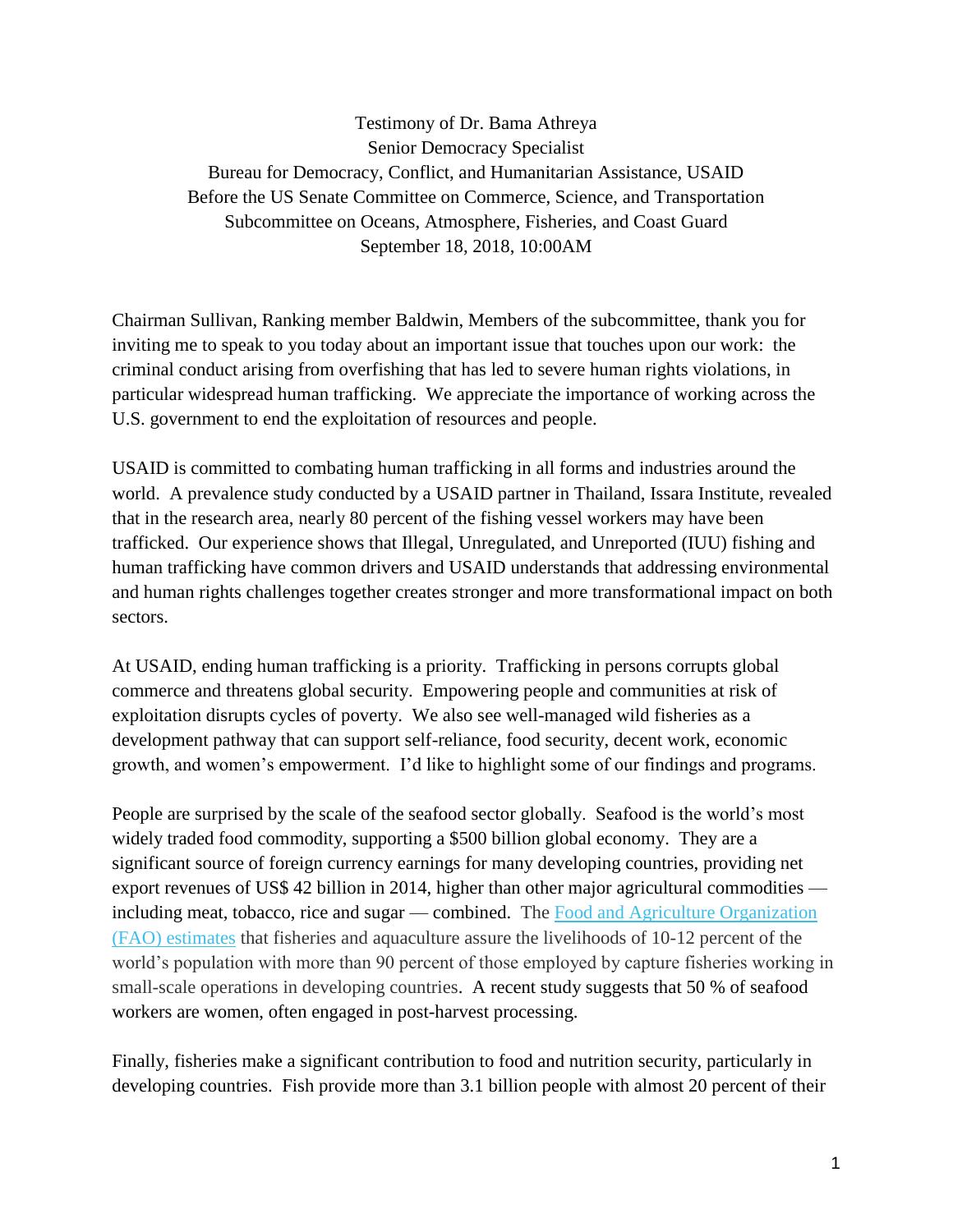Testimony of Dr. Bama Athreya
Senior Democracy Specialist
Bureau for Democracy, Conflict, and Humanitarian Assistance, USAID
Before the US Senate Committee on Commerce, Science, and Transportation
Subcommittee on Oceans, Atmosphere, Fisheries, and Coast Guard
September 18, 2018, 10:00AM

Chairman Sullivan, Ranking member Baldwin, Members of the subcommittee, thank you for inviting me to speak to you today about an important issue that touches upon our work: the criminal conduct arising from overfishing that has led to severe human rights violations, in particular widespread human trafficking. We appreciate the importance of working across the U.S. government to end the exploitation of resources and people.

USAID is committed to combating human trafficking in all forms and industries around the world. A prevalence study conducted by a USAID partner in Thailand, Issara Institute, revealed that in the research area, nearly 80 percent of the fishing vessel workers may have been trafficked. Our experience shows that Illegal, Unregulated, and Unreported (IUU) fishing and human trafficking have common drivers and USAID understands that addressing environmental and human rights challenges together creates stronger and more transformational impact on both sectors.

At USAID, ending human trafficking is a priority. Trafficking in persons corrupts global commerce and threatens global security. Empowering people and communities at risk of exploitation disrupts cycles of poverty. We also see well-managed wild fisheries as a development pathway that can support self-reliance, food security, decent work, economic growth, and women's empowerment. I'd like to highlight some of our findings and programs.

People are surprised by the scale of the seafood sector globally. Seafood is the world's most widely traded food commodity, supporting a $500 billion global economy. They are a significant source of foreign currency earnings for many developing countries, providing net export revenues of US$ 42 billion in 2014, higher than other major agricultural commodities — including meat, tobacco, rice and sugar — combined. The Food and Agriculture Organization (FAO) estimates that fisheries and aquaculture assure the livelihoods of 10-12 percent of the world's population with more than 90 percent of those employed by capture fisheries working in small-scale operations in developing countries. A recent study suggests that 50 % of seafood workers are women, often engaged in post-harvest processing.

Finally, fisheries make a significant contribution to food and nutrition security, particularly in developing countries. Fish provide more than 3.1 billion people with almost 20 percent of their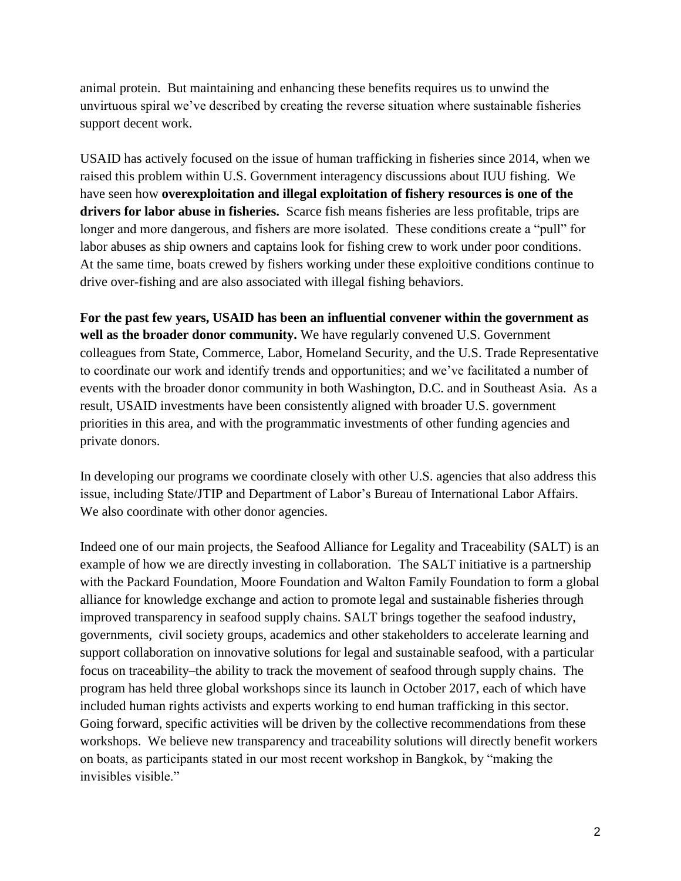animal protein. But maintaining and enhancing these benefits requires us to unwind the unvirtuous spiral we've described by creating the reverse situation where sustainable fisheries support decent work.

USAID has actively focused on the issue of human trafficking in fisheries since 2014, when we raised this problem within U.S. Government interagency discussions about IUU fishing. We have seen how **overexploitation and illegal exploitation of fishery resources is one of the drivers for labor abuse in fisheries.** Scarce fish means fisheries are less profitable, trips are longer and more dangerous, and fishers are more isolated. These conditions create a "pull" for labor abuses as ship owners and captains look for fishing crew to work under poor conditions. At the same time, boats crewed by fishers working under these exploitive conditions continue to drive over-fishing and are also associated with illegal fishing behaviors.

**For the past few years, USAID has been an influential convener within the government as well as the broader donor community.** We have regularly convened U.S. Government colleagues from State, Commerce, Labor, Homeland Security, and the U.S. Trade Representative to coordinate our work and identify trends and opportunities; and we've facilitated a number of events with the broader donor community in both Washington, D.C. and in Southeast Asia. As a result, USAID investments have been consistently aligned with broader U.S. government priorities in this area, and with the programmatic investments of other funding agencies and private donors.

In developing our programs we coordinate closely with other U.S. agencies that also address this issue, including State/JTIP and Department of Labor's Bureau of International Labor Affairs. We also coordinate with other donor agencies.

Indeed one of our main projects, the Seafood Alliance for Legality and Traceability (SALT) is an example of how we are directly investing in collaboration. The SALT initiative is a partnership with the Packard Foundation, Moore Foundation and Walton Family Foundation to form a global alliance for knowledge exchange and action to promote legal and sustainable fisheries through improved transparency in seafood supply chains. SALT brings together the seafood industry, governments, civil society groups, academics and other stakeholders to accelerate learning and support collaboration on innovative solutions for legal and sustainable seafood, with a particular focus on traceability–the ability to track the movement of seafood through supply chains. The program has held three global workshops since its launch in October 2017, each of which have included human rights activists and experts working to end human trafficking in this sector. Going forward, specific activities will be driven by the collective recommendations from these workshops. We believe new transparency and traceability solutions will directly benefit workers on boats, as participants stated in our most recent workshop in Bangkok, by "making the invisibles visible."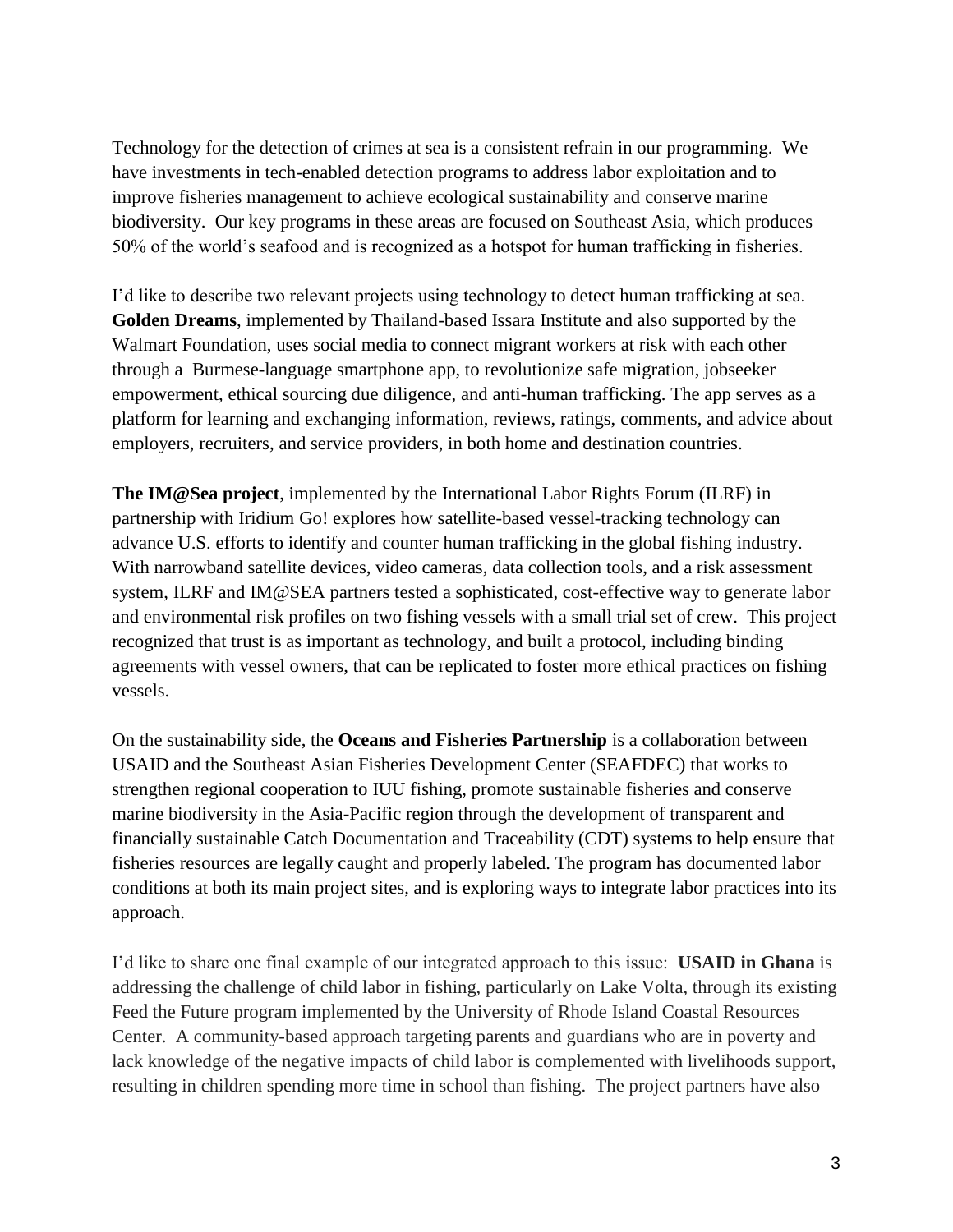Technology for the detection of crimes at sea is a consistent refrain in our programming. We have investments in tech-enabled detection programs to address labor exploitation and to improve fisheries management to achieve ecological sustainability and conserve marine biodiversity. Our key programs in these areas are focused on Southeast Asia, which produces 50% of the world's seafood and is recognized as a hotspot for human trafficking in fisheries.

I'd like to describe two relevant projects using technology to detect human trafficking at sea. **Golden Dreams**, implemented by Thailand-based Issara Institute and also supported by the Walmart Foundation, uses social media to connect migrant workers at risk with each other through a Burmese-language smartphone app, to revolutionize safe migration, jobseeker empowerment, ethical sourcing due diligence, and anti-human trafficking. The app serves as a platform for learning and exchanging information, reviews, ratings, comments, and advice about employers, recruiters, and service providers, in both home and destination countries.

**The IM@Sea project**, implemented by the International Labor Rights Forum (ILRF) in partnership with Iridium Go! explores how satellite-based vessel-tracking technology can advance U.S. efforts to identify and counter human trafficking in the global fishing industry. With narrowband satellite devices, video cameras, data collection tools, and a risk assessment system, ILRF and IM@SEA partners tested a sophisticated, cost-effective way to generate labor and environmental risk profiles on two fishing vessels with a small trial set of crew. This project recognized that trust is as important as technology, and built a protocol, including binding agreements with vessel owners, that can be replicated to foster more ethical practices on fishing vessels.

On the sustainability side, the **Oceans and Fisheries Partnership** is a collaboration between USAID and the Southeast Asian Fisheries Development Center (SEAFDEC) that works to strengthen regional cooperation to IUU fishing, promote sustainable fisheries and conserve marine biodiversity in the Asia-Pacific region through the development of transparent and financially sustainable Catch Documentation and Traceability (CDT) systems to help ensure that fisheries resources are legally caught and properly labeled. The program has documented labor conditions at both its main project sites, and is exploring ways to integrate labor practices into its approach.

I'd like to share one final example of our integrated approach to this issue: **USAID in Ghana** is addressing the challenge of child labor in fishing, particularly on Lake Volta, through its existing Feed the Future program implemented by the University of Rhode Island Coastal Resources Center. A community-based approach targeting parents and guardians who are in poverty and lack knowledge of the negative impacts of child labor is complemented with livelihoods support, resulting in children spending more time in school than fishing. The project partners have also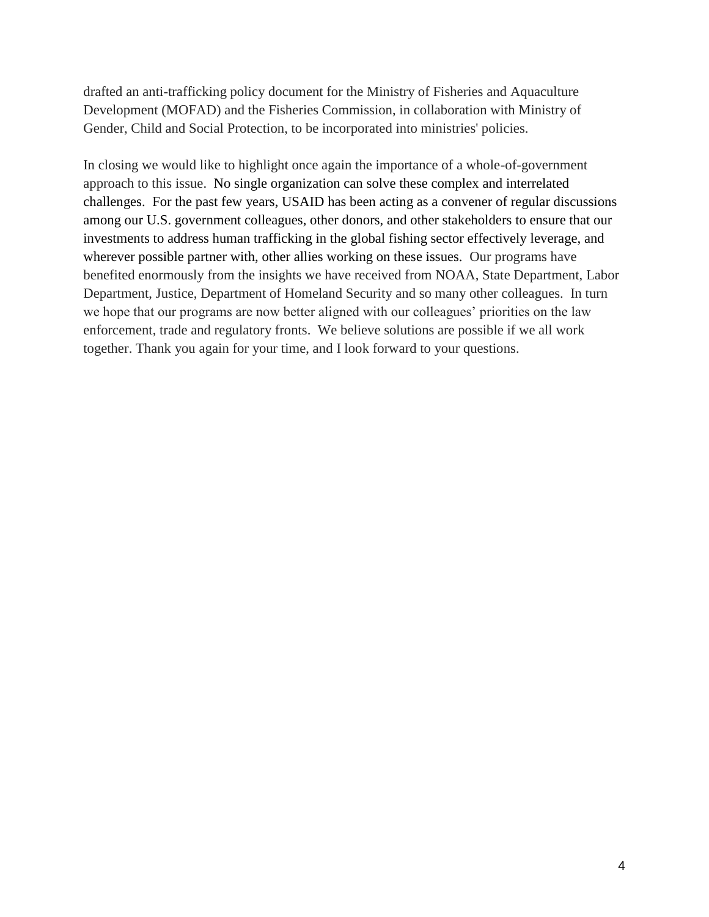drafted an anti-trafficking policy document for the Ministry of Fisheries and Aquaculture Development (MOFAD) and the Fisheries Commission, in collaboration with Ministry of Gender, Child and Social Protection, to be incorporated into ministries' policies.

In closing we would like to highlight once again the importance of a whole-of-government approach to this issue. No single organization can solve these complex and interrelated challenges. For the past few years, USAID has been acting as a convener of regular discussions among our U.S. government colleagues, other donors, and other stakeholders to ensure that our investments to address human trafficking in the global fishing sector effectively leverage, and wherever possible partner with, other allies working on these issues. Our programs have benefited enormously from the insights we have received from NOAA, State Department, Labor Department, Justice, Department of Homeland Security and so many other colleagues. In turn we hope that our programs are now better aligned with our colleagues' priorities on the law enforcement, trade and regulatory fronts. We believe solutions are possible if we all work together. Thank you again for your time, and I look forward to your questions.